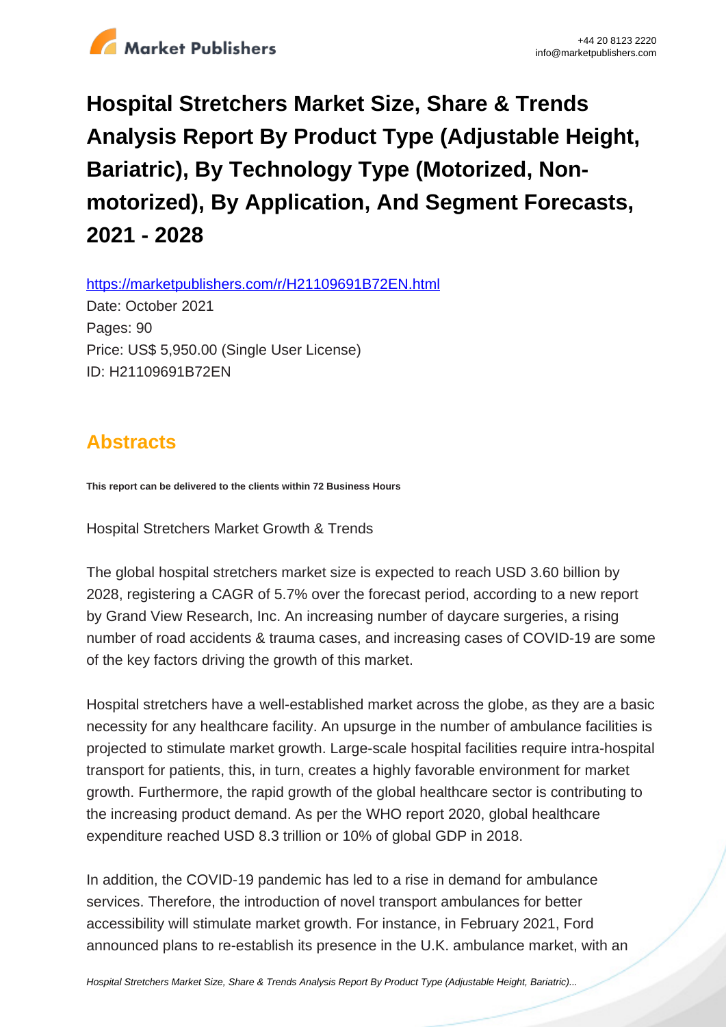# Hospital Stretchers Market Size, Share & Trends Analysis Report By Product Type (Adjustable Height, Bariatric), By Technology Type (Motorized, Non-motorized), By Application, And Segment Forecasts, 2021 - 2028

https://marketpublishers.com/r/H21109691B72EN.html

Date: October 2021

Pages: 90

Price: US$ 5,950.00 (Single User License)

ID: H21109691B72EN

## Abstracts

**This report can be delivered to the clients within 72 Business Hours**

Hospital Stretchers Market Growth & Trends

The global hospital stretchers market size is expected to reach USD 3.60 billion by 2028, registering a CAGR of 5.7% over the forecast period, according to a new report by Grand View Research, Inc. An increasing number of daycare surgeries, a rising number of road accidents & trauma cases, and increasing cases of COVID-19 are some of the key factors driving the growth of this market.

Hospital stretchers have a well-established market across the globe, as they are a basic necessity for any healthcare facility. An upsurge in the number of ambulance facilities is projected to stimulate market growth. Large-scale hospital facilities require intra-hospital transport for patients, this, in turn, creates a highly favorable environment for market growth. Furthermore, the rapid growth of the global healthcare sector is contributing to the increasing product demand. As per the WHO report 2020, global healthcare expenditure reached USD 8.3 trillion or 10% of global GDP in 2018.

In addition, the COVID-19 pandemic has led to a rise in demand for ambulance services. Therefore, the introduction of novel transport ambulances for better accessibility will stimulate market growth. For instance, in February 2021, Ford announced plans to re-establish its presence in the U.K. ambulance market, with an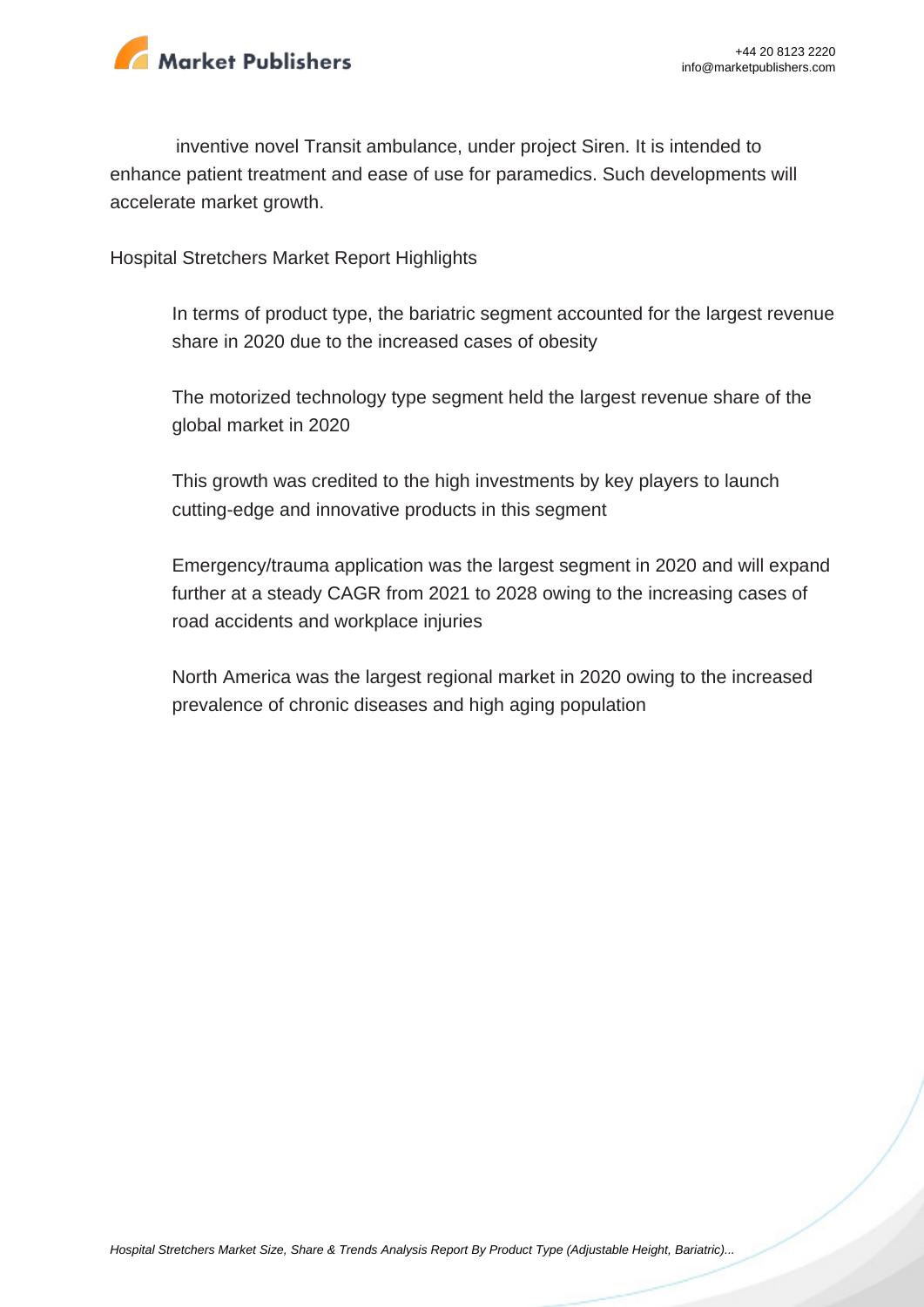inventive novel Transit ambulance, under project Siren. It is intended to enhance patient treatment and ease of use for paramedics. Such developments will accelerate market growth.

Hospital Stretchers Market Report Highlights

- In terms of product type, the bariatric segment accounted for the largest revenue share in 2020 due to the increased cases of obesity
- The motorized technology type segment held the largest revenue share of the global market in 2020
- This growth was credited to the high investments by key players to launch cutting-edge and innovative products in this segment
- Emergency/trauma application was the largest segment in 2020 and will expand further at a steady CAGR from 2021 to 2028 owing to the increasing cases of road accidents and workplace injuries
- North America was the largest regional market in 2020 owing to the increased prevalence of chronic diseases and high aging population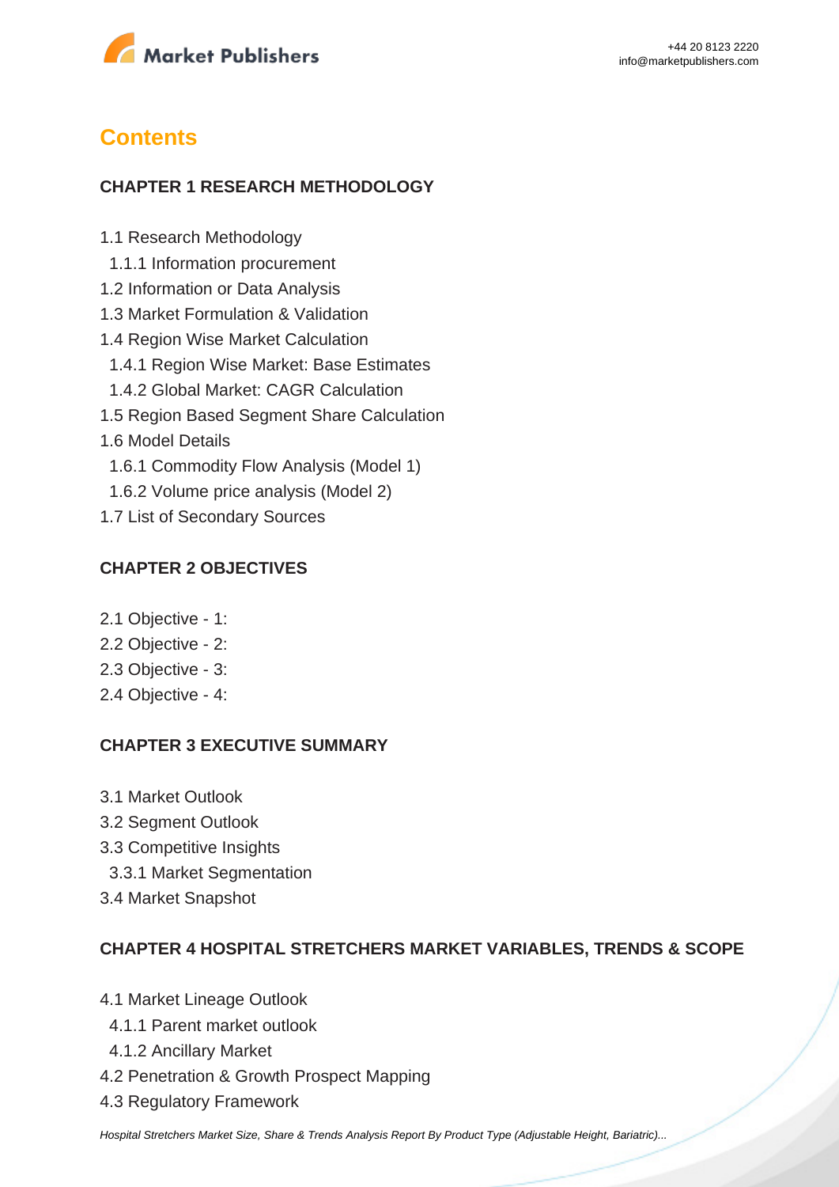## Contents

### CHAPTER 1 RESEARCH METHODOLOGY

1.1 Research Methodology
  1.1.1 Information procurement
1.2 Information or Data Analysis
1.3 Market Formulation & Validation
1.4 Region Wise Market Calculation
  1.4.1 Region Wise Market: Base Estimates
  1.4.2 Global Market: CAGR Calculation
1.5 Region Based Segment Share Calculation
1.6 Model Details
  1.6.1 Commodity Flow Analysis (Model 1)
  1.6.2 Volume price analysis (Model 2)
1.7 List of Secondary Sources

### CHAPTER 2 OBJECTIVES

2.1 Objective - 1:
2.2 Objective - 2:
2.3 Objective - 3:
2.4 Objective - 4:

### CHAPTER 3 EXECUTIVE SUMMARY

3.1 Market Outlook
3.2 Segment Outlook
3.3 Competitive Insights
  3.3.1 Market Segmentation
3.4 Market Snapshot

### CHAPTER 4 HOSPITAL STRETCHERS MARKET VARIABLES, TRENDS & SCOPE

4.1 Market Lineage Outlook
  4.1.1 Parent market outlook
  4.1.2 Ancillary Market
4.2 Penetration & Growth Prospect Mapping
4.3 Regulatory Framework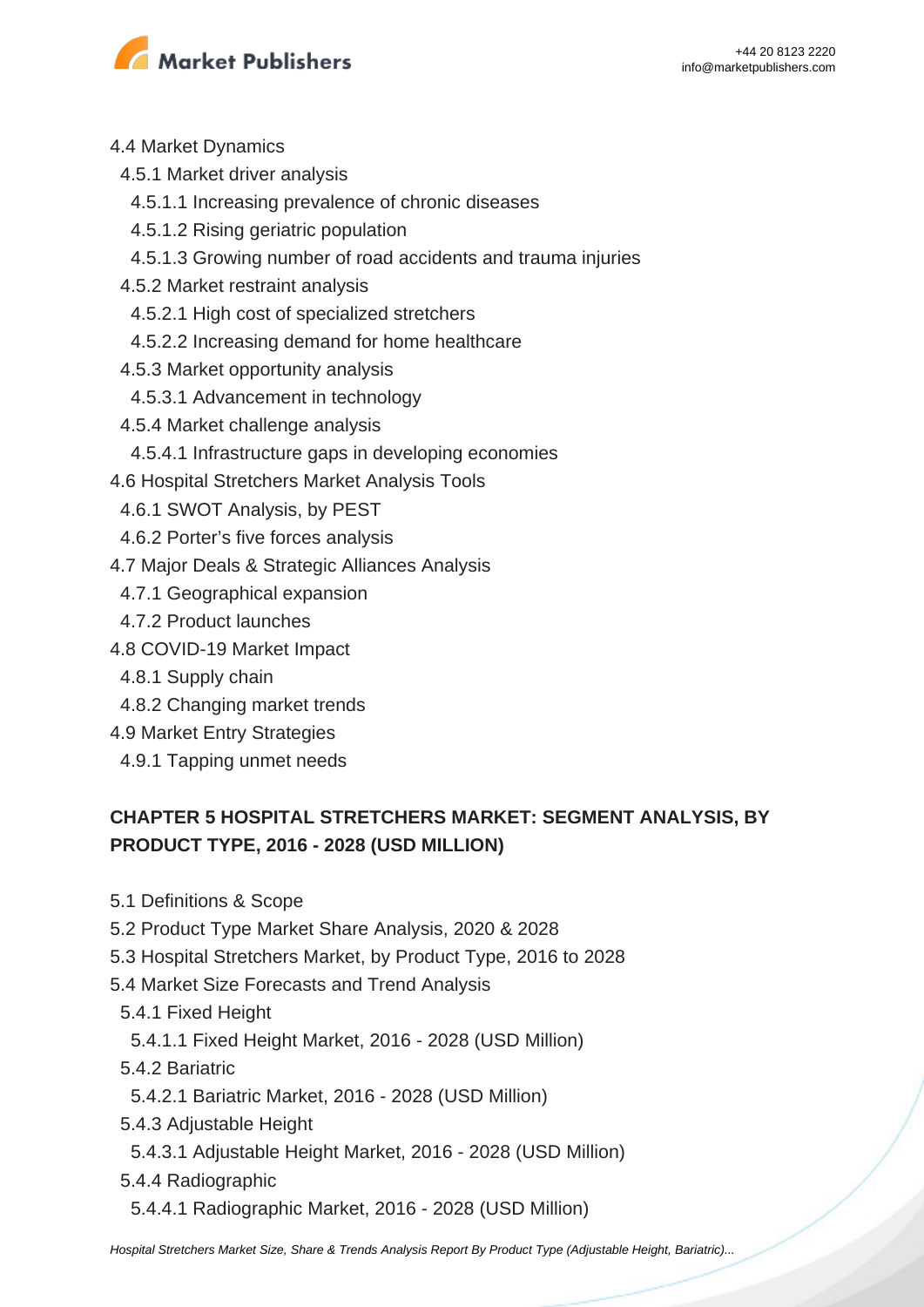4.4 Market Dynamics

- 4.5.1 Market driver analysis
  - 4.5.1.1 Increasing prevalence of chronic diseases
  - 4.5.1.2 Rising geriatric population
  - 4.5.1.3 Growing number of road accidents and trauma injuries
- 4.5.2 Market restraint analysis
  - 4.5.2.1 High cost of specialized stretchers
  - 4.5.2.2 Increasing demand for home healthcare
- 4.5.3 Market opportunity analysis
  - 4.5.3.1 Advancement in technology
- 4.5.4 Market challenge analysis
  - 4.5.4.1 Infrastructure gaps in developing economies

4.6 Hospital Stretchers Market Analysis Tools

- 4.6.1 SWOT Analysis, by PEST
- 4.6.2 Porter's five forces analysis

4.7 Major Deals & Strategic Alliances Analysis

- 4.7.1 Geographical expansion
- 4.7.2 Product launches

4.8 COVID-19 Market Impact

- 4.8.1 Supply chain
- 4.8.2 Changing market trends

4.9 Market Entry Strategies

- 4.9.1 Tapping unmet needs

## CHAPTER 5 HOSPITAL STRETCHERS MARKET: SEGMENT ANALYSIS, BY PRODUCT TYPE, 2016 - 2028 (USD MILLION)

5.1 Definitions & Scope

5.2 Product Type Market Share Analysis, 2020 & 2028

5.3 Hospital Stretchers Market, by Product Type, 2016 to 2028

5.4 Market Size Forecasts and Trend Analysis

- 5.4.1 Fixed Height
  - 5.4.1.1 Fixed Height Market, 2016 - 2028 (USD Million)
- 5.4.2 Bariatric
  - 5.4.2.1 Bariatric Market, 2016 - 2028 (USD Million)
- 5.4.3 Adjustable Height
  - 5.4.3.1 Adjustable Height Market, 2016 - 2028 (USD Million)
- 5.4.4 Radiographic
  - 5.4.4.1 Radiographic Market, 2016 - 2028 (USD Million)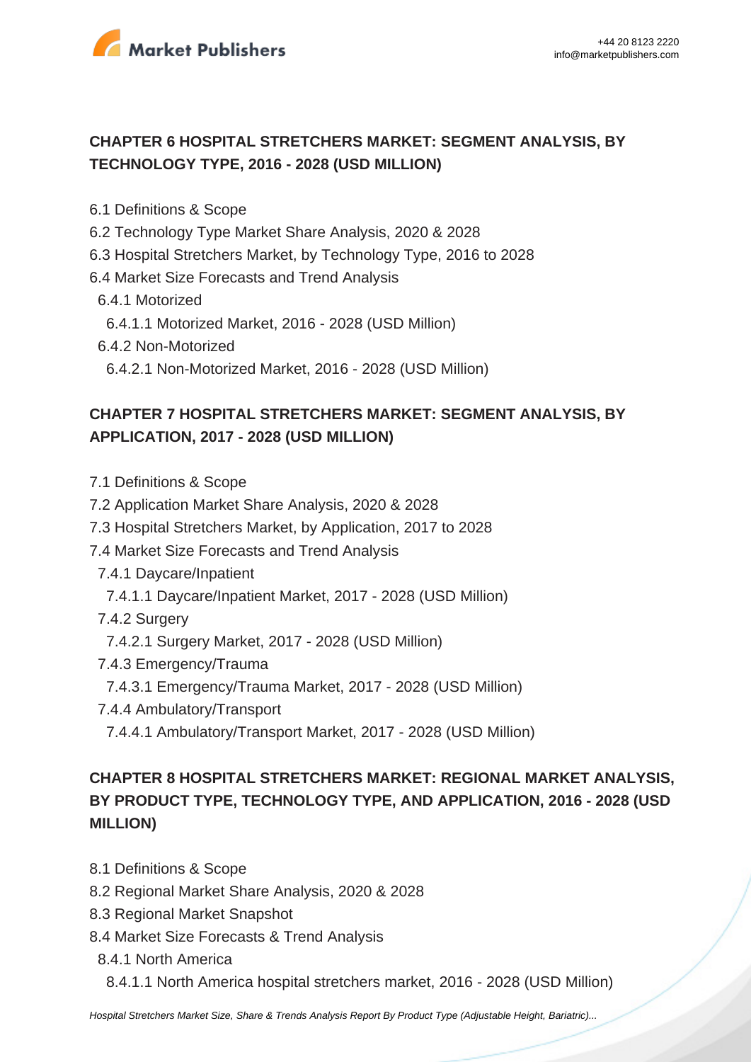## CHAPTER 6 HOSPITAL STRETCHERS MARKET: SEGMENT ANALYSIS, BY TECHNOLOGY TYPE, 2016 - 2028 (USD MILLION)

6.1 Definitions & Scope
6.2 Technology Type Market Share Analysis, 2020 & 2028
6.3 Hospital Stretchers Market, by Technology Type, 2016 to 2028
6.4 Market Size Forecasts and Trend Analysis
  6.4.1 Motorized
    6.4.1.1 Motorized Market, 2016 - 2028 (USD Million)
  6.4.2 Non-Motorized
    6.4.2.1 Non-Motorized Market, 2016 - 2028 (USD Million)

## CHAPTER 7 HOSPITAL STRETCHERS MARKET: SEGMENT ANALYSIS, BY APPLICATION, 2017 - 2028 (USD MILLION)

7.1 Definitions & Scope
7.2 Application Market Share Analysis, 2020 & 2028
7.3 Hospital Stretchers Market, by Application, 2017 to 2028
7.4 Market Size Forecasts and Trend Analysis
  7.4.1 Daycare/Inpatient
    7.4.1.1 Daycare/Inpatient Market, 2017 - 2028 (USD Million)
  7.4.2 Surgery
    7.4.2.1 Surgery Market, 2017 - 2028 (USD Million)
  7.4.3 Emergency/Trauma
    7.4.3.1 Emergency/Trauma Market, 2017 - 2028 (USD Million)
  7.4.4 Ambulatory/Transport
    7.4.4.1 Ambulatory/Transport Market, 2017 - 2028 (USD Million)

## CHAPTER 8 HOSPITAL STRETCHERS MARKET: REGIONAL MARKET ANALYSIS, BY PRODUCT TYPE, TECHNOLOGY TYPE, AND APPLICATION, 2016 - 2028 (USD MILLION)

8.1 Definitions & Scope
8.2 Regional Market Share Analysis, 2020 & 2028
8.3 Regional Market Snapshot
8.4 Market Size Forecasts & Trend Analysis
  8.4.1 North America
    8.4.1.1 North America hospital stretchers market, 2016 - 2028 (USD Million)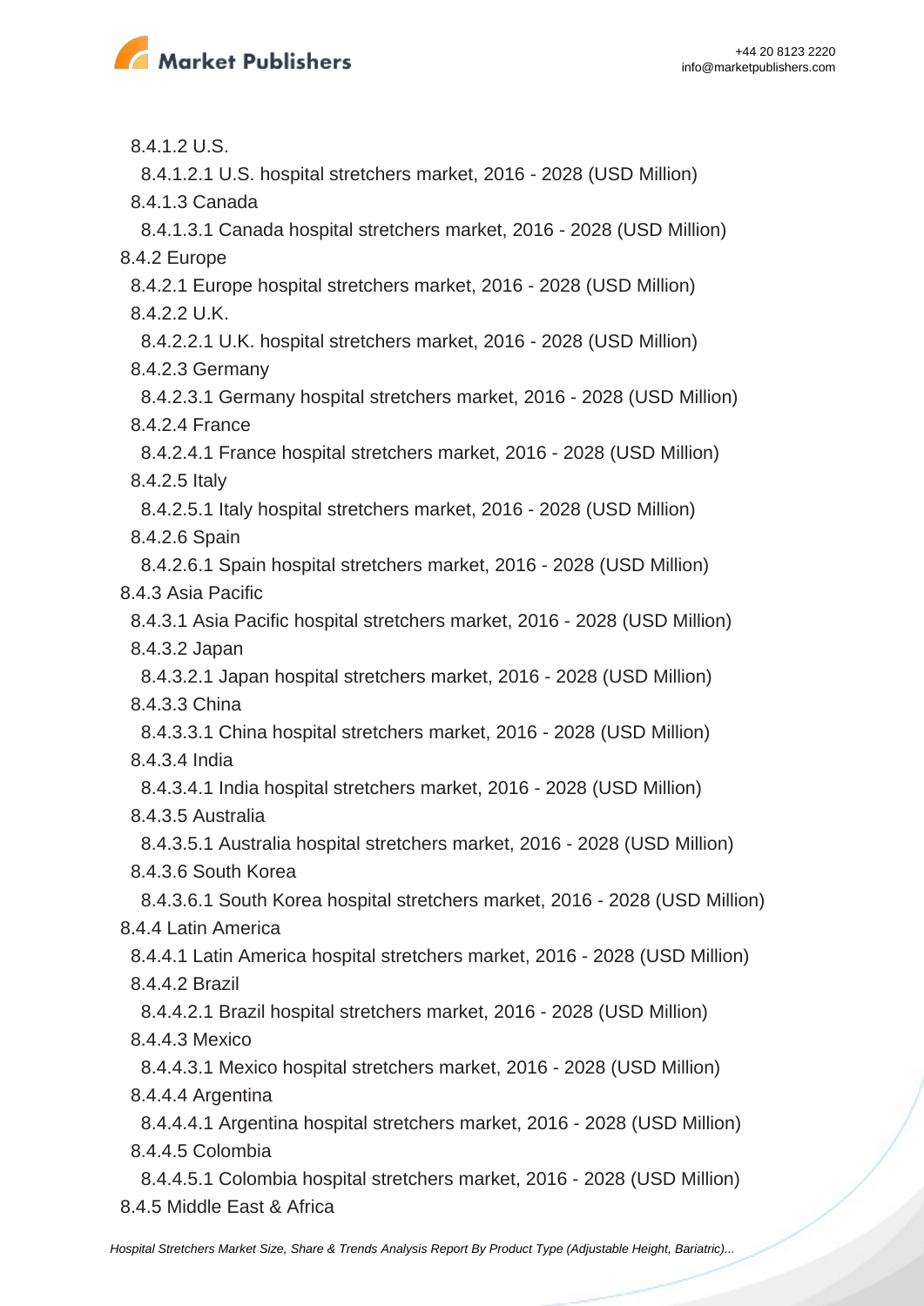8.4.1.2 U.S.

8.4.1.2.1 U.S. hospital stretchers market, 2016 - 2028 (USD Million)

8.4.1.3 Canada

8.4.1.3.1 Canada hospital stretchers market, 2016 - 2028 (USD Million)

8.4.2 Europe

8.4.2.1 Europe hospital stretchers market, 2016 - 2028 (USD Million)

8.4.2.2 U.K.

8.4.2.2.1 U.K. hospital stretchers market, 2016 - 2028 (USD Million)

8.4.2.3 Germany

8.4.2.3.1 Germany hospital stretchers market, 2016 - 2028 (USD Million)

8.4.2.4 France

8.4.2.4.1 France hospital stretchers market, 2016 - 2028 (USD Million)

8.4.2.5 Italy

8.4.2.5.1 Italy hospital stretchers market, 2016 - 2028 (USD Million)

8.4.2.6 Spain

8.4.2.6.1 Spain hospital stretchers market, 2016 - 2028 (USD Million)

8.4.3 Asia Pacific

8.4.3.1 Asia Pacific hospital stretchers market, 2016 - 2028 (USD Million)

8.4.3.2 Japan

8.4.3.2.1 Japan hospital stretchers market, 2016 - 2028 (USD Million)

8.4.3.3 China

8.4.3.3.1 China hospital stretchers market, 2016 - 2028 (USD Million)

8.4.3.4 India

8.4.3.4.1 India hospital stretchers market, 2016 - 2028 (USD Million)

8.4.3.5 Australia

8.4.3.5.1 Australia hospital stretchers market, 2016 - 2028 (USD Million)

8.4.3.6 South Korea

8.4.3.6.1 South Korea hospital stretchers market, 2016 - 2028 (USD Million)

8.4.4 Latin America

8.4.4.1 Latin America hospital stretchers market, 2016 - 2028 (USD Million)

8.4.4.2 Brazil

8.4.4.2.1 Brazil hospital stretchers market, 2016 - 2028 (USD Million)

8.4.4.3 Mexico

8.4.4.3.1 Mexico hospital stretchers market, 2016 - 2028 (USD Million)

8.4.4.4 Argentina

8.4.4.4.1 Argentina hospital stretchers market, 2016 - 2028 (USD Million)

8.4.4.5 Colombia

8.4.4.5.1 Colombia hospital stretchers market, 2016 - 2028 (USD Million)

8.4.5 Middle East & Africa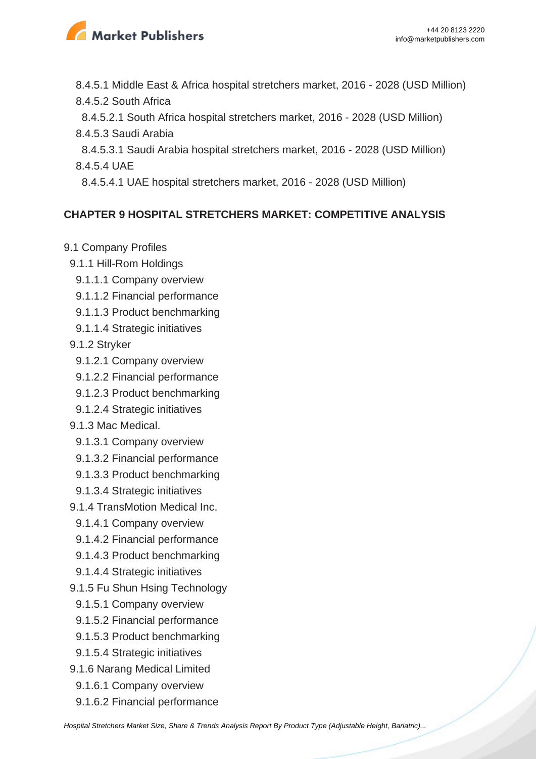8.4.5.1 Middle East & Africa hospital stretchers market, 2016 - 2028 (USD Million)

8.4.5.2 South Africa

8.4.5.2.1 South Africa hospital stretchers market, 2016 - 2028 (USD Million)

8.4.5.3 Saudi Arabia

8.4.5.3.1 Saudi Arabia hospital stretchers market, 2016 - 2028 (USD Million)

8.4.5.4 UAE

8.4.5.4.1 UAE hospital stretchers market, 2016 - 2028 (USD Million)

## CHAPTER 9 HOSPITAL STRETCHERS MARKET: COMPETITIVE ANALYSIS

9.1 Company Profiles

9.1.1 Hill-Rom Holdings

9.1.1.1 Company overview

9.1.1.2 Financial performance

9.1.1.3 Product benchmarking

9.1.1.4 Strategic initiatives

9.1.2 Stryker

9.1.2.1 Company overview

9.1.2.2 Financial performance

9.1.2.3 Product benchmarking

9.1.2.4 Strategic initiatives

9.1.3 Mac Medical.

9.1.3.1 Company overview

9.1.3.2 Financial performance

9.1.3.3 Product benchmarking

9.1.3.4 Strategic initiatives

9.1.4 TransMotion Medical Inc.

9.1.4.1 Company overview

9.1.4.2 Financial performance

9.1.4.3 Product benchmarking

9.1.4.4 Strategic initiatives

9.1.5 Fu Shun Hsing Technology

9.1.5.1 Company overview

9.1.5.2 Financial performance

9.1.5.3 Product benchmarking

9.1.5.4 Strategic initiatives

9.1.6 Narang Medical Limited

9.1.6.1 Company overview

9.1.6.2 Financial performance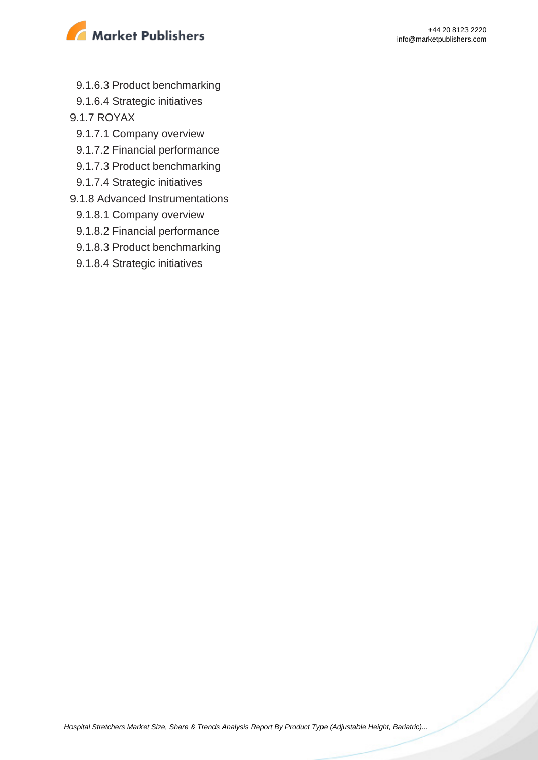- 9.1.6.3 Product benchmarking
- 9.1.6.4 Strategic initiatives

9.1.7 ROYAX

- 9.1.7.1 Company overview
- 9.1.7.2 Financial performance
- 9.1.7.3 Product benchmarking
- 9.1.7.4 Strategic initiatives

9.1.8 Advanced Instrumentations

- 9.1.8.1 Company overview
- 9.1.8.2 Financial performance
- 9.1.8.3 Product benchmarking
- 9.1.8.4 Strategic initiatives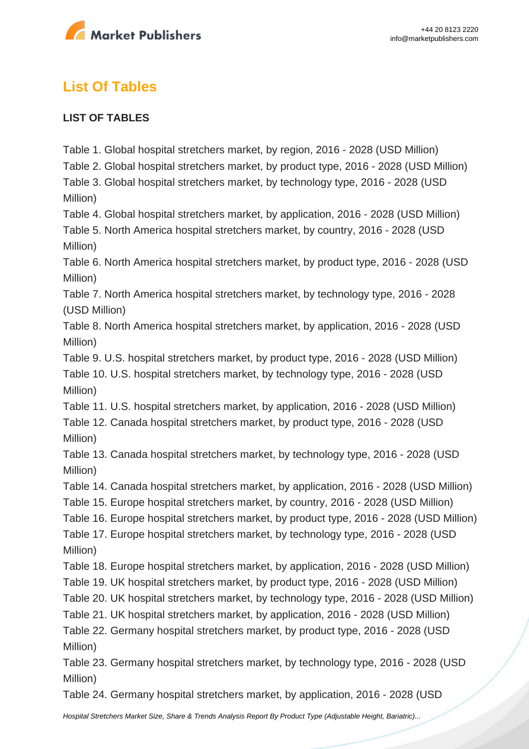## List Of Tables

**LIST OF TABLES**

Table 1. Global hospital stretchers market, by region, 2016 - 2028 (USD Million)
Table 2. Global hospital stretchers market, by product type, 2016 - 2028 (USD Million)
Table 3. Global hospital stretchers market, by technology type, 2016 - 2028 (USD Million)
Table 4. Global hospital stretchers market, by application, 2016 - 2028 (USD Million)
Table 5. North America hospital stretchers market, by country, 2016 - 2028 (USD Million)
Table 6. North America hospital stretchers market, by product type, 2016 - 2028 (USD Million)
Table 7. North America hospital stretchers market, by technology type, 2016 - 2028 (USD Million)
Table 8. North America hospital stretchers market, by application, 2016 - 2028 (USD Million)
Table 9. U.S. hospital stretchers market, by product type, 2016 - 2028 (USD Million)
Table 10. U.S. hospital stretchers market, by technology type, 2016 - 2028 (USD Million)
Table 11. U.S. hospital stretchers market, by application, 2016 - 2028 (USD Million)
Table 12. Canada hospital stretchers market, by product type, 2016 - 2028 (USD Million)
Table 13. Canada hospital stretchers market, by technology type, 2016 - 2028 (USD Million)
Table 14. Canada hospital stretchers market, by application, 2016 - 2028 (USD Million)
Table 15. Europe hospital stretchers market, by country, 2016 - 2028 (USD Million)
Table 16. Europe hospital stretchers market, by product type, 2016 - 2028 (USD Million)
Table 17. Europe hospital stretchers market, by technology type, 2016 - 2028 (USD Million)
Table 18. Europe hospital stretchers market, by application, 2016 - 2028 (USD Million)
Table 19. UK hospital stretchers market, by product type, 2016 - 2028 (USD Million)
Table 20. UK hospital stretchers market, by technology type, 2016 - 2028 (USD Million)
Table 21. UK hospital stretchers market, by application, 2016 - 2028 (USD Million)
Table 22. Germany hospital stretchers market, by product type, 2016 - 2028 (USD Million)
Table 23. Germany hospital stretchers market, by technology type, 2016 - 2028 (USD Million)
Table 24. Germany hospital stretchers market, by application, 2016 - 2028 (USD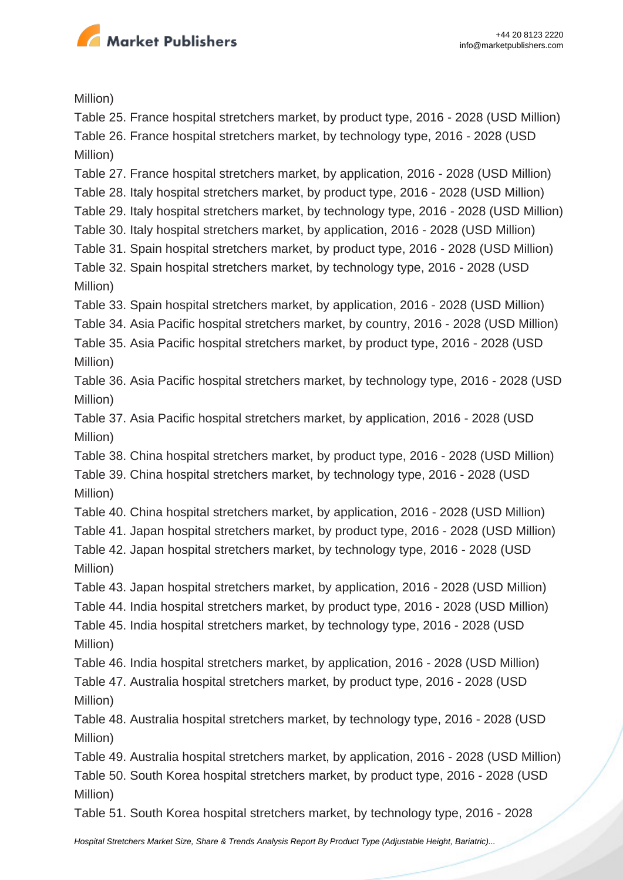Million)

Table 25. France hospital stretchers market, by product type, 2016 - 2028 (USD Million)

Table 26. France hospital stretchers market, by technology type, 2016 - 2028 (USD Million)

Table 27. France hospital stretchers market, by application, 2016 - 2028 (USD Million)

Table 28. Italy hospital stretchers market, by product type, 2016 - 2028 (USD Million)

Table 29. Italy hospital stretchers market, by technology type, 2016 - 2028 (USD Million)

Table 30. Italy hospital stretchers market, by application, 2016 - 2028 (USD Million)

Table 31. Spain hospital stretchers market, by product type, 2016 - 2028 (USD Million)

Table 32. Spain hospital stretchers market, by technology type, 2016 - 2028 (USD Million)

Table 33. Spain hospital stretchers market, by application, 2016 - 2028 (USD Million)

Table 34. Asia Pacific hospital stretchers market, by country, 2016 - 2028 (USD Million)

Table 35. Asia Pacific hospital stretchers market, by product type, 2016 - 2028 (USD Million)

Table 36. Asia Pacific hospital stretchers market, by technology type, 2016 - 2028 (USD Million)

Table 37. Asia Pacific hospital stretchers market, by application, 2016 - 2028 (USD Million)

Table 38. China hospital stretchers market, by product type, 2016 - 2028 (USD Million)

Table 39. China hospital stretchers market, by technology type, 2016 - 2028 (USD Million)

Table 40. China hospital stretchers market, by application, 2016 - 2028 (USD Million)

Table 41. Japan hospital stretchers market, by product type, 2016 - 2028 (USD Million)

Table 42. Japan hospital stretchers market, by technology type, 2016 - 2028 (USD Million)

Table 43. Japan hospital stretchers market, by application, 2016 - 2028 (USD Million)

Table 44. India hospital stretchers market, by product type, 2016 - 2028 (USD Million)

Table 45. India hospital stretchers market, by technology type, 2016 - 2028 (USD Million)

Table 46. India hospital stretchers market, by application, 2016 - 2028 (USD Million)

Table 47. Australia hospital stretchers market, by product type, 2016 - 2028 (USD Million)

Table 48. Australia hospital stretchers market, by technology type, 2016 - 2028 (USD Million)

Table 49. Australia hospital stretchers market, by application, 2016 - 2028 (USD Million)

Table 50. South Korea hospital stretchers market, by product type, 2016 - 2028 (USD Million)

Table 51. South Korea hospital stretchers market, by technology type, 2016 - 2028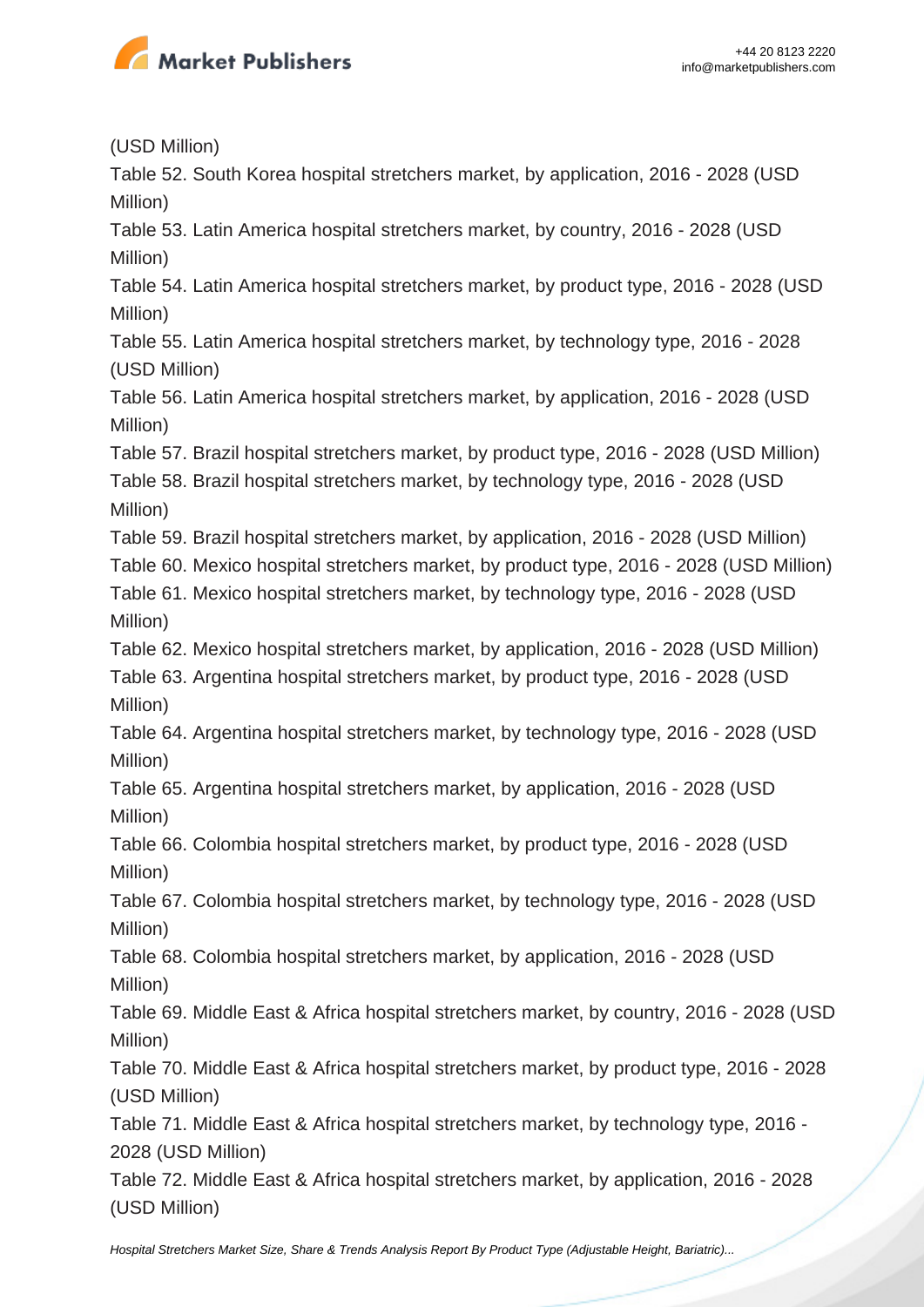(USD Million)

Table 52. South Korea hospital stretchers market, by application, 2016 - 2028 (USD Million)

Table 53. Latin America hospital stretchers market, by country, 2016 - 2028 (USD Million)

Table 54. Latin America hospital stretchers market, by product type, 2016 - 2028 (USD Million)

Table 55. Latin America hospital stretchers market, by technology type, 2016 - 2028 (USD Million)

Table 56. Latin America hospital stretchers market, by application, 2016 - 2028 (USD Million)

Table 57. Brazil hospital stretchers market, by product type, 2016 - 2028 (USD Million)

Table 58. Brazil hospital stretchers market, by technology type, 2016 - 2028 (USD Million)

Table 59. Brazil hospital stretchers market, by application, 2016 - 2028 (USD Million)

Table 60. Mexico hospital stretchers market, by product type, 2016 - 2028 (USD Million)

Table 61. Mexico hospital stretchers market, by technology type, 2016 - 2028 (USD Million)

Table 62. Mexico hospital stretchers market, by application, 2016 - 2028 (USD Million)

Table 63. Argentina hospital stretchers market, by product type, 2016 - 2028 (USD Million)

Table 64. Argentina hospital stretchers market, by technology type, 2016 - 2028 (USD Million)

Table 65. Argentina hospital stretchers market, by application, 2016 - 2028 (USD Million)

Table 66. Colombia hospital stretchers market, by product type, 2016 - 2028 (USD Million)

Table 67. Colombia hospital stretchers market, by technology type, 2016 - 2028 (USD Million)

Table 68. Colombia hospital stretchers market, by application, 2016 - 2028 (USD Million)

Table 69. Middle East & Africa hospital stretchers market, by country, 2016 - 2028 (USD Million)

Table 70. Middle East & Africa hospital stretchers market, by product type, 2016 - 2028 (USD Million)

Table 71. Middle East & Africa hospital stretchers market, by technology type, 2016 - 2028 (USD Million)

Table 72. Middle East & Africa hospital stretchers market, by application, 2016 - 2028 (USD Million)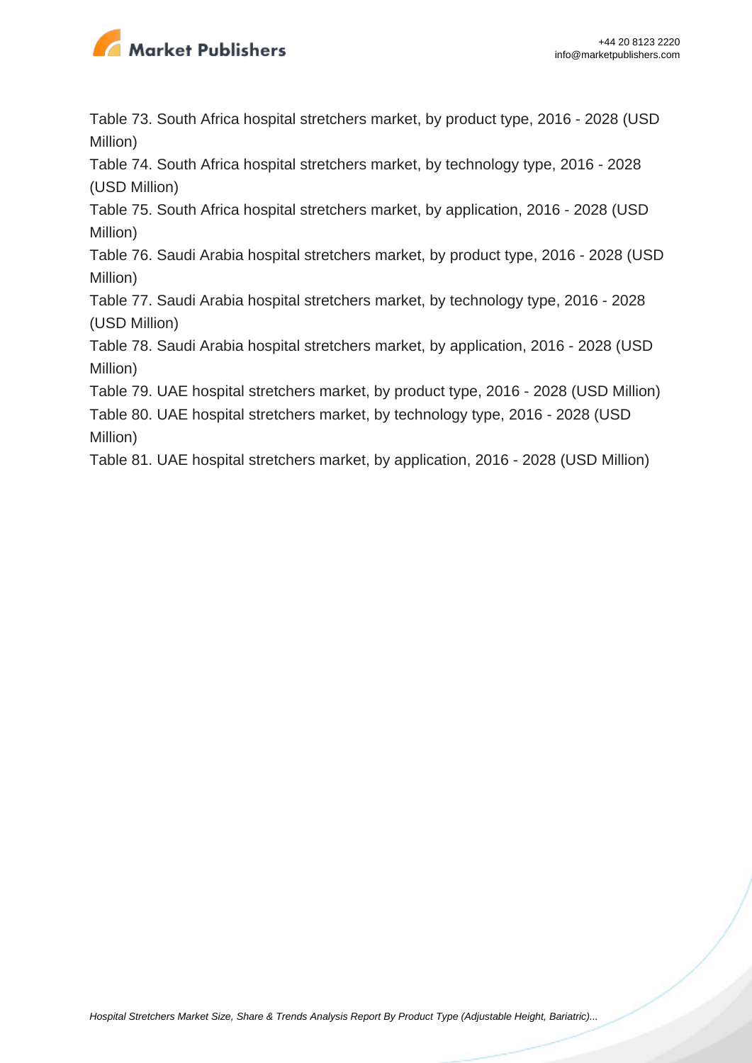Table 73. South Africa hospital stretchers market, by product type, 2016 - 2028 (USD Million)

Table 74. South Africa hospital stretchers market, by technology type, 2016 - 2028 (USD Million)

Table 75. South Africa hospital stretchers market, by application, 2016 - 2028 (USD Million)

Table 76. Saudi Arabia hospital stretchers market, by product type, 2016 - 2028 (USD Million)

Table 77. Saudi Arabia hospital stretchers market, by technology type, 2016 - 2028 (USD Million)

Table 78. Saudi Arabia hospital stretchers market, by application, 2016 - 2028 (USD Million)

Table 79. UAE hospital stretchers market, by product type, 2016 - 2028 (USD Million)

Table 80. UAE hospital stretchers market, by technology type, 2016 - 2028 (USD Million)

Table 81. UAE hospital stretchers market, by application, 2016 - 2028 (USD Million)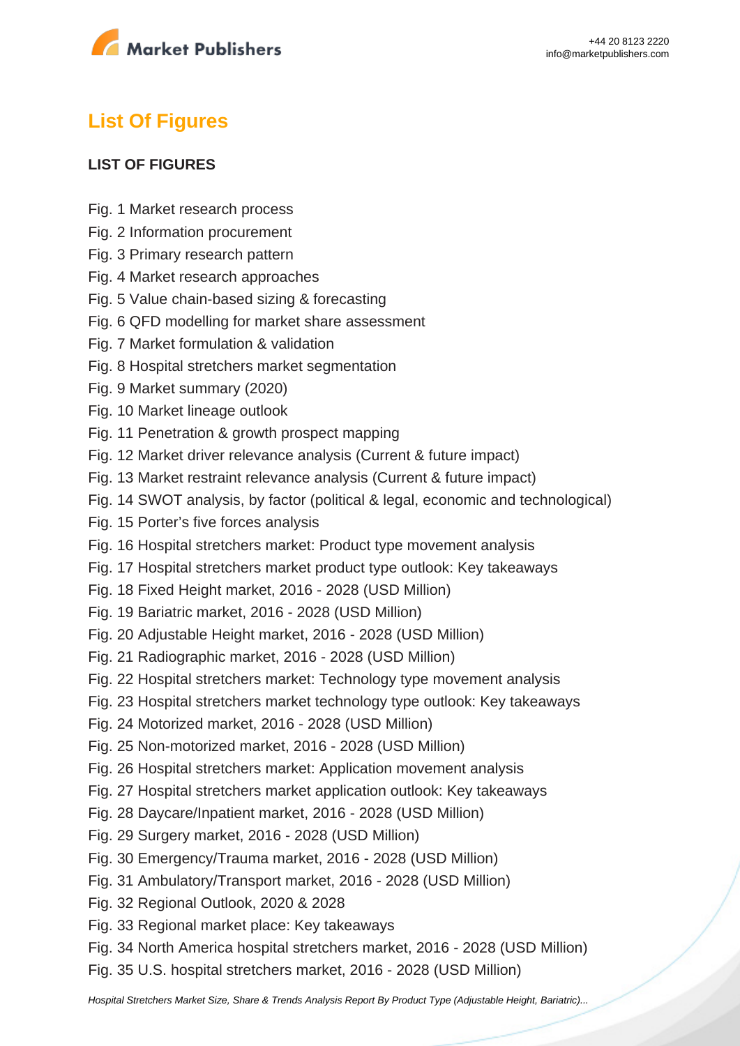## List Of Figures

**LIST OF FIGURES**

Fig. 1 Market research process
Fig. 2 Information procurement
Fig. 3 Primary research pattern
Fig. 4 Market research approaches
Fig. 5 Value chain-based sizing & forecasting
Fig. 6 QFD modelling for market share assessment
Fig. 7 Market formulation & validation
Fig. 8 Hospital stretchers market segmentation
Fig. 9 Market summary (2020)
Fig. 10 Market lineage outlook
Fig. 11 Penetration & growth prospect mapping
Fig. 12 Market driver relevance analysis (Current & future impact)
Fig. 13 Market restraint relevance analysis (Current & future impact)
Fig. 14 SWOT analysis, by factor (political & legal, economic and technological)
Fig. 15 Porter's five forces analysis
Fig. 16 Hospital stretchers market: Product type movement analysis
Fig. 17 Hospital stretchers market product type outlook: Key takeaways
Fig. 18 Fixed Height market, 2016 - 2028 (USD Million)
Fig. 19 Bariatric market, 2016 - 2028 (USD Million)
Fig. 20 Adjustable Height market, 2016 - 2028 (USD Million)
Fig. 21 Radiographic market, 2016 - 2028 (USD Million)
Fig. 22 Hospital stretchers market: Technology type movement analysis
Fig. 23 Hospital stretchers market technology type outlook: Key takeaways
Fig. 24 Motorized market, 2016 - 2028 (USD Million)
Fig. 25 Non-motorized market, 2016 - 2028 (USD Million)
Fig. 26 Hospital stretchers market: Application movement analysis
Fig. 27 Hospital stretchers market application outlook: Key takeaways
Fig. 28 Daycare/Inpatient market, 2016 - 2028 (USD Million)
Fig. 29 Surgery market, 2016 - 2028 (USD Million)
Fig. 30 Emergency/Trauma market, 2016 - 2028 (USD Million)
Fig. 31 Ambulatory/Transport market, 2016 - 2028 (USD Million)
Fig. 32 Regional Outlook, 2020 & 2028
Fig. 33 Regional market place: Key takeaways
Fig. 34 North America hospital stretchers market, 2016 - 2028 (USD Million)
Fig. 35 U.S. hospital stretchers market, 2016 - 2028 (USD Million)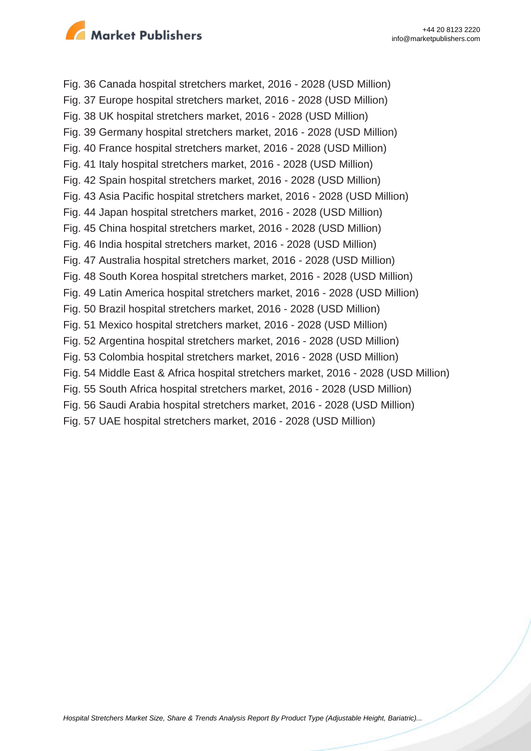Fig. 36 Canada hospital stretchers market, 2016 - 2028 (USD Million)
Fig. 37 Europe hospital stretchers market, 2016 - 2028 (USD Million)
Fig. 38 UK hospital stretchers market, 2016 - 2028 (USD Million)
Fig. 39 Germany hospital stretchers market, 2016 - 2028 (USD Million)
Fig. 40 France hospital stretchers market, 2016 - 2028 (USD Million)
Fig. 41 Italy hospital stretchers market, 2016 - 2028 (USD Million)
Fig. 42 Spain hospital stretchers market, 2016 - 2028 (USD Million)
Fig. 43 Asia Pacific hospital stretchers market, 2016 - 2028 (USD Million)
Fig. 44 Japan hospital stretchers market, 2016 - 2028 (USD Million)
Fig. 45 China hospital stretchers market, 2016 - 2028 (USD Million)
Fig. 46 India hospital stretchers market, 2016 - 2028 (USD Million)
Fig. 47 Australia hospital stretchers market, 2016 - 2028 (USD Million)
Fig. 48 South Korea hospital stretchers market, 2016 - 2028 (USD Million)
Fig. 49 Latin America hospital stretchers market, 2016 - 2028 (USD Million)
Fig. 50 Brazil hospital stretchers market, 2016 - 2028 (USD Million)
Fig. 51 Mexico hospital stretchers market, 2016 - 2028 (USD Million)
Fig. 52 Argentina hospital stretchers market, 2016 - 2028 (USD Million)
Fig. 53 Colombia hospital stretchers market, 2016 - 2028 (USD Million)
Fig. 54 Middle East & Africa hospital stretchers market, 2016 - 2028 (USD Million)
Fig. 55 South Africa hospital stretchers market, 2016 - 2028 (USD Million)
Fig. 56 Saudi Arabia hospital stretchers market, 2016 - 2028 (USD Million)
Fig. 57 UAE hospital stretchers market, 2016 - 2028 (USD Million)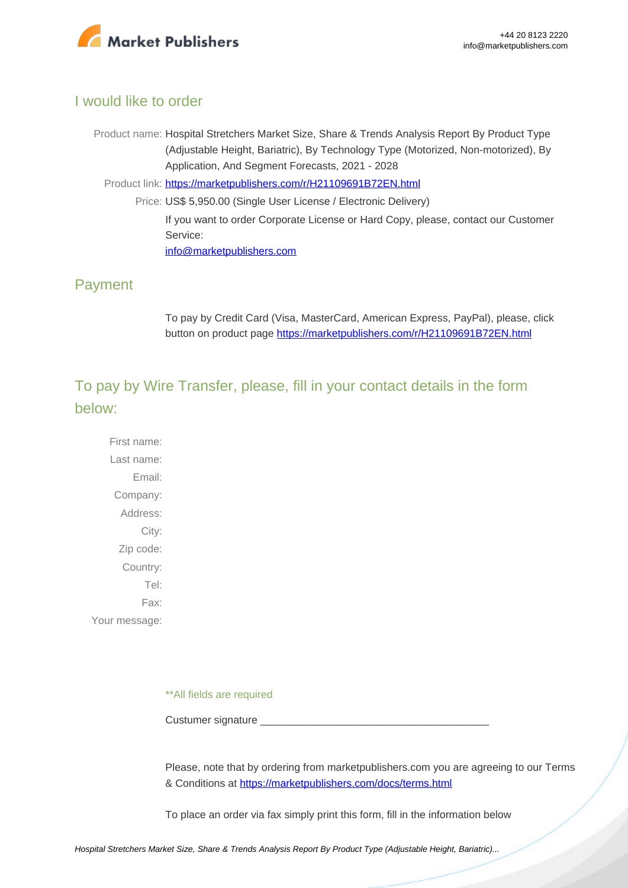## I would like to order

Product name: Hospital Stretchers Market Size, Share & Trends Analysis Report By Product Type (Adjustable Height, Bariatric), By Technology Type (Motorized, Non-motorized), By Application, And Segment Forecasts, 2021 - 2028

Product link: [https://marketpublishers.com/r/H21109691B72EN.html](https://marketpublishers.com/r/H21109691B72EN.html)

Price: US$ 5,950.00 (Single User License / Electronic Delivery)

If you want to order Corporate License or Hard Copy, please, contact our Customer Service:

[info@marketpublishers.com](mailto:info@marketpublishers.com)

## Payment

To pay by Credit Card (Visa, MasterCard, American Express, PayPal), please, click button on product page [https://marketpublishers.com/r/H21109691B72EN.html](https://marketpublishers.com/r/H21109691B72EN.html)

## To pay by Wire Transfer, please, fill in your contact details in the form below:

First name:

Last name:

Email:

Company:

Address:

City:

Zip code:

Country:

Tel:

Fax:

Your message:

**All fields are required

Custumer signature _______________________________________

Please, note that by ordering from marketpublishers.com you are agreeing to our Terms & Conditions at [https://marketpublishers.com/docs/terms.html](https://marketpublishers.com/docs/terms.html)

To place an order via fax simply print this form, fill in the information below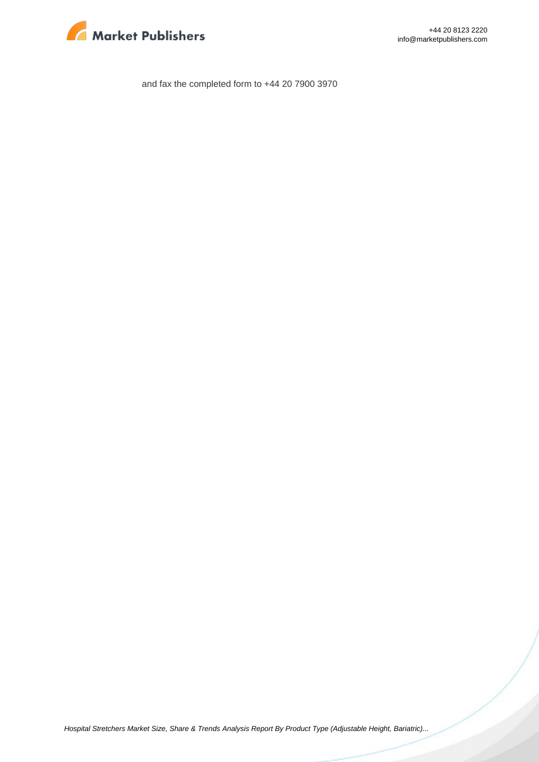and fax the completed form to +44 20 7900 3970